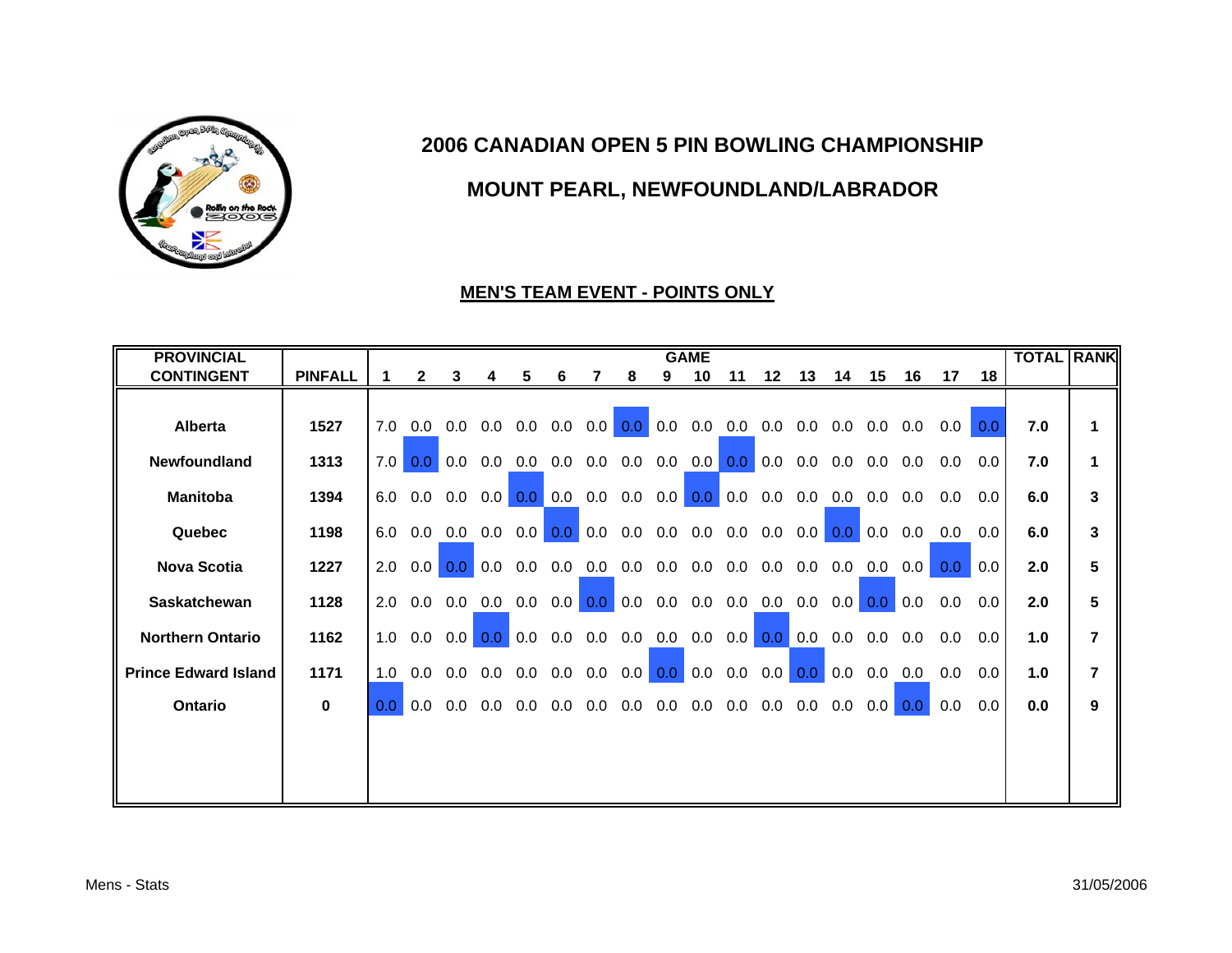# 2006 CANADIAN OPEN 5 PIN BOWLING CHAMPIONSHIP

## MOUNT PEARL, NEWFOUNDLAND/LABRADOR

### MEN'S TEAM EVENT - POINTS ONLY

| PROVINCIAL CONTINGENT | PINFALL | GAME 1 | 2 | 3 | 4 | 5 | 6 | 7 | 8 | 9 | 10 | 11 | 12 | 13 | 14 | 15 | 16 | 17 | 18 | TOTAL | RANK |
|---|---|---|---|---|---|---|---|---|---|---|---|---|---|---|---|---|---|---|---|---|---|
| Alberta | 1527 | 7.0 | 0.0 | 0.0 | 0.0 | 0.0 | 0.0 | 0.0 | 0.0 | 0.0 | 0.0 | 0.0 | 0.0 | 0.0 | 0.0 | 0.0 | 0.0 | 0.0 | 0.0 | 7.0 | 1 |
| Newfoundland | 1313 | 7.0 | 0.0 | 0.0 | 0.0 | 0.0 | 0.0 | 0.0 | 0.0 | 0.0 | 0.0 | 0.0 | 0.0 | 0.0 | 0.0 | 0.0 | 0.0 | 0.0 | 0.0 | 7.0 | 1 |
| Manitoba | 1394 | 6.0 | 0.0 | 0.0 | 0.0 | 0.0 | 0.0 | 0.0 | 0.0 | 0.0 | 0.0 | 0.0 | 0.0 | 0.0 | 0.0 | 0.0 | 0.0 | 0.0 | 0.0 | 6.0 | 3 |
| Quebec | 1198 | 6.0 | 0.0 | 0.0 | 0.0 | 0.0 | 0.0 | 0.0 | 0.0 | 0.0 | 0.0 | 0.0 | 0.0 | 0.0 | 0.0 | 0.0 | 0.0 | 0.0 | 0.0 | 6.0 | 3 |
| Nova Scotia | 1227 | 2.0 | 0.0 | 0.0 | 0.0 | 0.0 | 0.0 | 0.0 | 0.0 | 0.0 | 0.0 | 0.0 | 0.0 | 0.0 | 0.0 | 0.0 | 0.0 | 0.0 | 0.0 | 2.0 | 5 |
| Saskatchewan | 1128 | 2.0 | 0.0 | 0.0 | 0.0 | 0.0 | 0.0 | 0.0 | 0.0 | 0.0 | 0.0 | 0.0 | 0.0 | 0.0 | 0.0 | 0.0 | 0.0 | 0.0 | 0.0 | 2.0 | 5 |
| Northern Ontario | 1162 | 1.0 | 0.0 | 0.0 | 0.0 | 0.0 | 0.0 | 0.0 | 0.0 | 0.0 | 0.0 | 0.0 | 0.0 | 0.0 | 0.0 | 0.0 | 0.0 | 0.0 | 0.0 | 1.0 | 7 |
| Prince Edward Island | 1171 | 1.0 | 0.0 | 0.0 | 0.0 | 0.0 | 0.0 | 0.0 | 0.0 | 0.0 | 0.0 | 0.0 | 0.0 | 0.0 | 0.0 | 0.0 | 0.0 | 0.0 | 0.0 | 1.0 | 7 |
| Ontario | 0 | 0.0 | 0.0 | 0.0 | 0.0 | 0.0 | 0.0 | 0.0 | 0.0 | 0.0 | 0.0 | 0.0 | 0.0 | 0.0 | 0.0 | 0.0 | 0.0 | 0.0 | 0.0 | 0.0 | 9 |

Mens - Stats

31/05/2006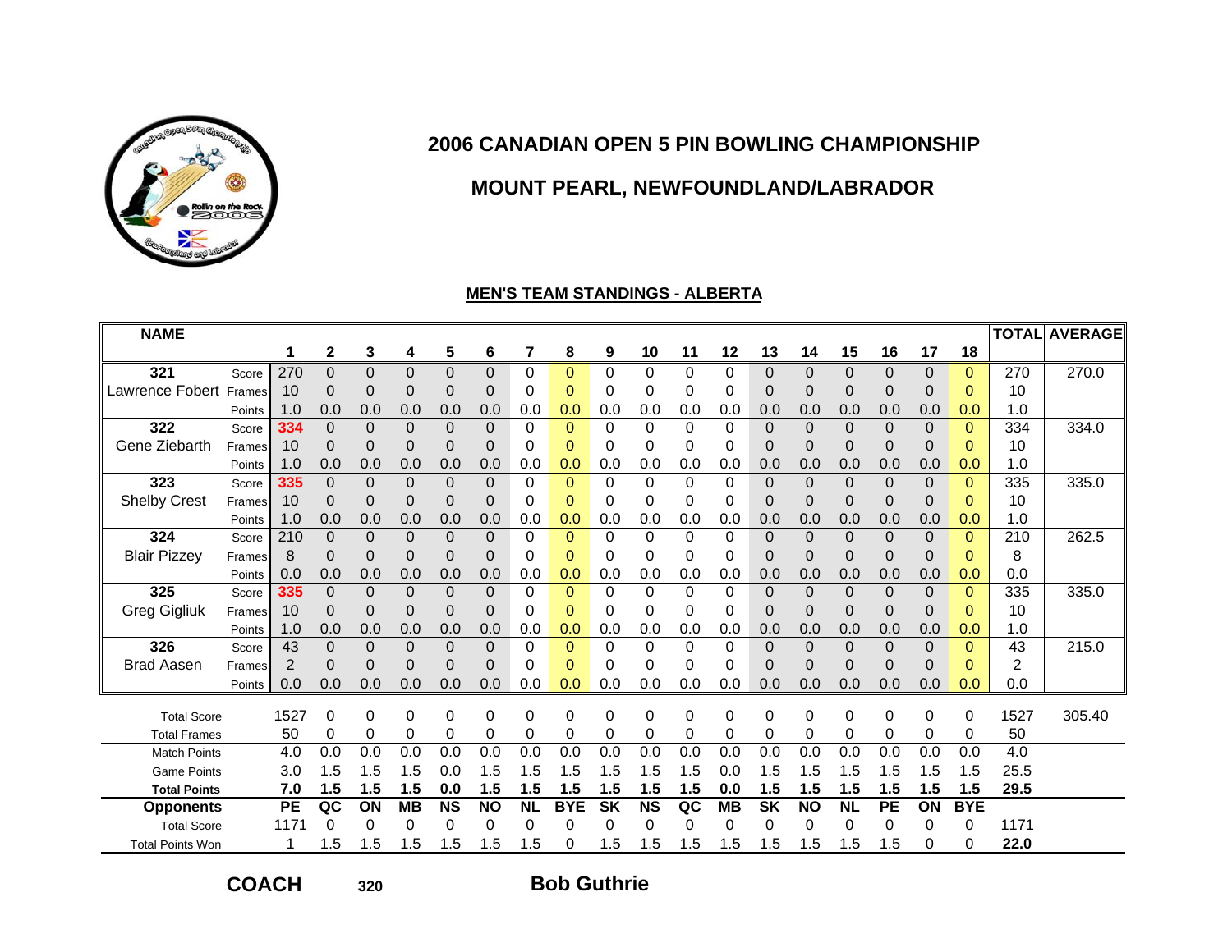# 2006 CANADIAN OPEN 5 PIN BOWLING CHAMPIONSHIP

## MOUNT PEARL, NEWFOUNDLAND/LABRADOR

### MEN'S TEAM STANDINGS - ALBERTA

| NAME | | 1 | 2 | 3 | 4 | 5 | 6 | 7 | 8 | 9 | 10 | 11 | 12 | 13 | 14 | 15 | 16 | 17 | 18 | TOTAL | AVERAGE |
|---|---|---|---|---|---|---|---|---|---|---|---|---|---|---|---|---|---|---|---|---|---|
| 321 | Score | 270 | 0 | 0 | 0 | 0 | 0 | 0 | 0 | 0 | 0 | 0 | 0 | 0 | 0 | 0 | 0 | 0 | 0 | 270 | 270.0 |
| Lawrence Fobert | Frames | 10 | 0 | 0 | 0 | 0 | 0 | 0 | 0 | 0 | 0 | 0 | 0 | 0 | 0 | 0 | 0 | 0 | 0 | 10 | |
| | Points | 1.0 | 0.0 | 0.0 | 0.0 | 0.0 | 0.0 | 0.0 | 0.0 | 0.0 | 0.0 | 0.0 | 0.0 | 0.0 | 0.0 | 0.0 | 0.0 | 0.0 | 0.0 | 1.0 | |
| 322 | Score | 334 | 0 | 0 | 0 | 0 | 0 | 0 | 0 | 0 | 0 | 0 | 0 | 0 | 0 | 0 | 0 | 0 | 0 | 334 | 334.0 |
| Gene Ziebarth | Frames | 10 | 0 | 0 | 0 | 0 | 0 | 0 | 0 | 0 | 0 | 0 | 0 | 0 | 0 | 0 | 0 | 0 | 0 | 10 | |
| | Points | 1.0 | 0.0 | 0.0 | 0.0 | 0.0 | 0.0 | 0.0 | 0.0 | 0.0 | 0.0 | 0.0 | 0.0 | 0.0 | 0.0 | 0.0 | 0.0 | 0.0 | 0.0 | 1.0 | |
| 323 | Score | 335 | 0 | 0 | 0 | 0 | 0 | 0 | 0 | 0 | 0 | 0 | 0 | 0 | 0 | 0 | 0 | 0 | 0 | 335 | 335.0 |
| Shelby Crest | Frames | 10 | 0 | 0 | 0 | 0 | 0 | 0 | 0 | 0 | 0 | 0 | 0 | 0 | 0 | 0 | 0 | 0 | 0 | 10 | |
| | Points | 1.0 | 0.0 | 0.0 | 0.0 | 0.0 | 0.0 | 0.0 | 0.0 | 0.0 | 0.0 | 0.0 | 0.0 | 0.0 | 0.0 | 0.0 | 0.0 | 0.0 | 0.0 | 1.0 | |
| 324 | Score | 210 | 0 | 0 | 0 | 0 | 0 | 0 | 0 | 0 | 0 | 0 | 0 | 0 | 0 | 0 | 0 | 0 | 0 | 210 | 262.5 |
| Blair Pizzey | Frames | 8 | 0 | 0 | 0 | 0 | 0 | 0 | 0 | 0 | 0 | 0 | 0 | 0 | 0 | 0 | 0 | 0 | 0 | 8 | |
| | Points | 0.0 | 0.0 | 0.0 | 0.0 | 0.0 | 0.0 | 0.0 | 0.0 | 0.0 | 0.0 | 0.0 | 0.0 | 0.0 | 0.0 | 0.0 | 0.0 | 0.0 | 0.0 | 0.0 | |
| 325 | Score | 335 | 0 | 0 | 0 | 0 | 0 | 0 | 0 | 0 | 0 | 0 | 0 | 0 | 0 | 0 | 0 | 0 | 0 | 335 | 335.0 |
| Greg Gigliuk | Frames | 10 | 0 | 0 | 0 | 0 | 0 | 0 | 0 | 0 | 0 | 0 | 0 | 0 | 0 | 0 | 0 | 0 | 0 | 10 | |
| | Points | 1.0 | 0.0 | 0.0 | 0.0 | 0.0 | 0.0 | 0.0 | 0.0 | 0.0 | 0.0 | 0.0 | 0.0 | 0.0 | 0.0 | 0.0 | 0.0 | 0.0 | 0.0 | 1.0 | |
| 326 | Score | 43 | 0 | 0 | 0 | 0 | 0 | 0 | 0 | 0 | 0 | 0 | 0 | 0 | 0 | 0 | 0 | 0 | 0 | 43 | 215.0 |
| Brad Aasen | Frames | 2 | 0 | 0 | 0 | 0 | 0 | 0 | 0 | 0 | 0 | 0 | 0 | 0 | 0 | 0 | 0 | 0 | 0 | 2 | |
| | Points | 0.0 | 0.0 | 0.0 | 0.0 | 0.0 | 0.0 | 0.0 | 0.0 | 0.0 | 0.0 | 0.0 | 0.0 | 0.0 | 0.0 | 0.0 | 0.0 | 0.0 | 0.0 | 0.0 | |
| Total Score | | 1527 | 0 | 0 | 0 | 0 | 0 | 0 | 0 | 0 | 0 | 0 | 0 | 0 | 0 | 0 | 0 | 0 | 0 | 1527 | 305.40 |
| Total Frames | | 50 | 0 | 0 | 0 | 0 | 0 | 0 | 0 | 0 | 0 | 0 | 0 | 0 | 0 | 0 | 0 | 0 | 0 | 50 | |
| Match Points | | 4.0 | 0.0 | 0.0 | 0.0 | 0.0 | 0.0 | 0.0 | 0.0 | 0.0 | 0.0 | 0.0 | 0.0 | 0.0 | 0.0 | 0.0 | 0.0 | 0.0 | 0.0 | 4.0 | |
| Game Points | | 3.0 | 1.5 | 1.5 | 1.5 | 0.0 | 1.5 | 1.5 | 1.5 | 1.5 | 1.5 | 1.5 | 0.0 | 1.5 | 1.5 | 1.5 | 1.5 | 1.5 | 1.5 | 25.5 | |
| **Total Points** | | **7.0** | **1.5** | **1.5** | **1.5** | **0.0** | **1.5** | **1.5** | **1.5** | **1.5** | **1.5** | **1.5** | **0.0** | **1.5** | **1.5** | **1.5** | **1.5** | **1.5** | **1.5** | **29.5** | |
| **Opponents** | | **PE** | **QC** | **ON** | **MB** | **NS** | **NO** | **NL** | **BYE** | **SK** | **NS** | **QC** | **MB** | **SK** | **NO** | **NL** | **PE** | **ON** | **BYE** | | |
| Total Score | | 1171 | 0 | 0 | 0 | 0 | 0 | 0 | 0 | 0 | 0 | 0 | 0 | 0 | 0 | 0 | 0 | 0 | 0 | 1171 | |
| Total Points Won | | 1 | 1.5 | 1.5 | 1.5 | 1.5 | 1.5 | 1.5 | 0 | 1.5 | 1.5 | 1.5 | 1.5 | 1.5 | 1.5 | 1.5 | 1.5 | 0 | 0 | **22.0** | |

**COACH** 320 **Bob Guthrie**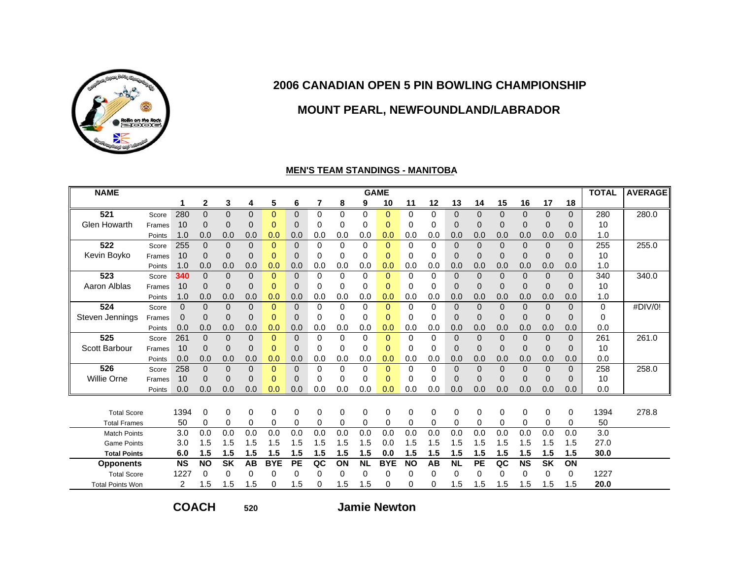# 2006 CANADIAN OPEN 5 PIN BOWLING CHAMPIONSHIP

## MOUNT PEARL, NEWFOUNDLAND/LABRADOR

### MEN'S TEAM STANDINGS - MANITOBA

| NAME | | GAME | | | | | | | | | | | | | | | | | | TOTAL | AVERAGE |
|---|---|---|---|---|---|---|---|---|---|---|---|---|---|---|---|---|---|---|---|---|---|
| | | 1 | 2 | 3 | 4 | 5 | 6 | 7 | 8 | 9 | 10 | 11 | 12 | 13 | 14 | 15 | 16 | 17 | 18 | | |
| 521 | Score | 280 | 0 | 0 | 0 | 0 | 0 | 0 | 0 | 0 | 0 | 0 | 0 | 0 | 0 | 0 | 0 | 0 | 0 | 280 | 280.0 |
| Glen Howarth | Frames | 10 | 0 | 0 | 0 | 0 | 0 | 0 | 0 | 0 | 0 | 0 | 0 | 0 | 0 | 0 | 0 | 0 | 0 | 10 | |
| | Points | 1.0 | 0.0 | 0.0 | 0.0 | 0.0 | 0.0 | 0.0 | 0.0 | 0.0 | 0.0 | 0.0 | 0.0 | 0.0 | 0.0 | 0.0 | 0.0 | 0.0 | 0.0 | 1.0 | |
| 522 | Score | 255 | 0 | 0 | 0 | 0 | 0 | 0 | 0 | 0 | 0 | 0 | 0 | 0 | 0 | 0 | 0 | 0 | 0 | 255 | 255.0 |
| Kevin Boyko | Frames | 10 | 0 | 0 | 0 | 0 | 0 | 0 | 0 | 0 | 0 | 0 | 0 | 0 | 0 | 0 | 0 | 0 | 0 | 10 | |
| | Points | 1.0 | 0.0 | 0.0 | 0.0 | 0.0 | 0.0 | 0.0 | 0.0 | 0.0 | 0.0 | 0.0 | 0.0 | 0.0 | 0.0 | 0.0 | 0.0 | 0.0 | 0.0 | 1.0 | |
| 523 | Score | 340 | 0 | 0 | 0 | 0 | 0 | 0 | 0 | 0 | 0 | 0 | 0 | 0 | 0 | 0 | 0 | 0 | 0 | 340 | 340.0 |
| Aaron Alblas | Frames | 10 | 0 | 0 | 0 | 0 | 0 | 0 | 0 | 0 | 0 | 0 | 0 | 0 | 0 | 0 | 0 | 0 | 0 | 10 | |
| | Points | 1.0 | 0.0 | 0.0 | 0.0 | 0.0 | 0.0 | 0.0 | 0.0 | 0.0 | 0.0 | 0.0 | 0.0 | 0.0 | 0.0 | 0.0 | 0.0 | 0.0 | 0.0 | 1.0 | |
| 524 | Score | 0 | 0 | 0 | 0 | 0 | 0 | 0 | 0 | 0 | 0 | 0 | 0 | 0 | 0 | 0 | 0 | 0 | 0 | 0 | #DIV/0! |
| Steven Jennings | Frames | 0 | 0 | 0 | 0 | 0 | 0 | 0 | 0 | 0 | 0 | 0 | 0 | 0 | 0 | 0 | 0 | 0 | 0 | 0 | |
| | Points | 0.0 | 0.0 | 0.0 | 0.0 | 0.0 | 0.0 | 0.0 | 0.0 | 0.0 | 0.0 | 0.0 | 0.0 | 0.0 | 0.0 | 0.0 | 0.0 | 0.0 | 0.0 | 0.0 | |
| 525 | Score | 261 | 0 | 0 | 0 | 0 | 0 | 0 | 0 | 0 | 0 | 0 | 0 | 0 | 0 | 0 | 0 | 0 | 0 | 261 | 261.0 |
| Scott Barbour | Frames | 10 | 0 | 0 | 0 | 0 | 0 | 0 | 0 | 0 | 0 | 0 | 0 | 0 | 0 | 0 | 0 | 0 | 0 | 10 | |
| | Points | 0.0 | 0.0 | 0.0 | 0.0 | 0.0 | 0.0 | 0.0 | 0.0 | 0.0 | 0.0 | 0.0 | 0.0 | 0.0 | 0.0 | 0.0 | 0.0 | 0.0 | 0.0 | 0.0 | |
| 526 | Score | 258 | 0 | 0 | 0 | 0 | 0 | 0 | 0 | 0 | 0 | 0 | 0 | 0 | 0 | 0 | 0 | 0 | 0 | 258 | 258.0 |
| Willie Orne | Frames | 10 | 0 | 0 | 0 | 0 | 0 | 0 | 0 | 0 | 0 | 0 | 0 | 0 | 0 | 0 | 0 | 0 | 0 | 10 | |
| | Points | 0.0 | 0.0 | 0.0 | 0.0 | 0.0 | 0.0 | 0.0 | 0.0 | 0.0 | 0.0 | 0.0 | 0.0 | 0.0 | 0.0 | 0.0 | 0.0 | 0.0 | 0.0 | 0.0 | |
| Total Score | | 1394 | 0 | 0 | 0 | 0 | 0 | 0 | 0 | 0 | 0 | 0 | 0 | 0 | 0 | 0 | 0 | 0 | 0 | 1394 | 278.8 |
| Total Frames | | 50 | 0 | 0 | 0 | 0 | 0 | 0 | 0 | 0 | 0 | 0 | 0 | 0 | 0 | 0 | 0 | 0 | 0 | 50 | |
| Match Points | | 3.0 | 0.0 | 0.0 | 0.0 | 0.0 | 0.0 | 0.0 | 0.0 | 0.0 | 0.0 | 0.0 | 0.0 | 0.0 | 0.0 | 0.0 | 0.0 | 0.0 | 0.0 | 3.0 | |
| Game Points | | 3.0 | 1.5 | 1.5 | 1.5 | 1.5 | 1.5 | 1.5 | 1.5 | 1.5 | 0.0 | 1.5 | 1.5 | 1.5 | 1.5 | 1.5 | 1.5 | 1.5 | 1.5 | 27.0 | |
| **Total Points** | | **6.0** | **1.5** | **1.5** | **1.5** | **1.5** | **1.5** | **1.5** | **1.5** | **1.5** | **0.0** | **1.5** | **1.5** | **1.5** | **1.5** | **1.5** | **1.5** | **1.5** | **1.5** | **30.0** | |
| **Opponents** | | **NS** | **NO** | **SK** | **AB** | **BYE** | **PE** | **QC** | **ON** | **NL** | **BYE** | **NO** | **AB** | **NL** | **PE** | **QC** | **NS** | **SK** | **ON** | | |
| Total Score | | 1227 | 0 | 0 | 0 | 0 | 0 | 0 | 0 | 0 | 0 | 0 | 0 | 0 | 0 | 0 | 0 | 0 | 0 | 1227 | |
| Total Points Won | | 2 | 1.5 | 1.5 | 1.5 | 0 | 1.5 | 0 | 1.5 | 1.5 | 0 | 0 | 0 | 1.5 | 1.5 | 1.5 | 1.5 | 1.5 | 1.5 | **20.0** | |

**COACH** 520 **Jamie Newton**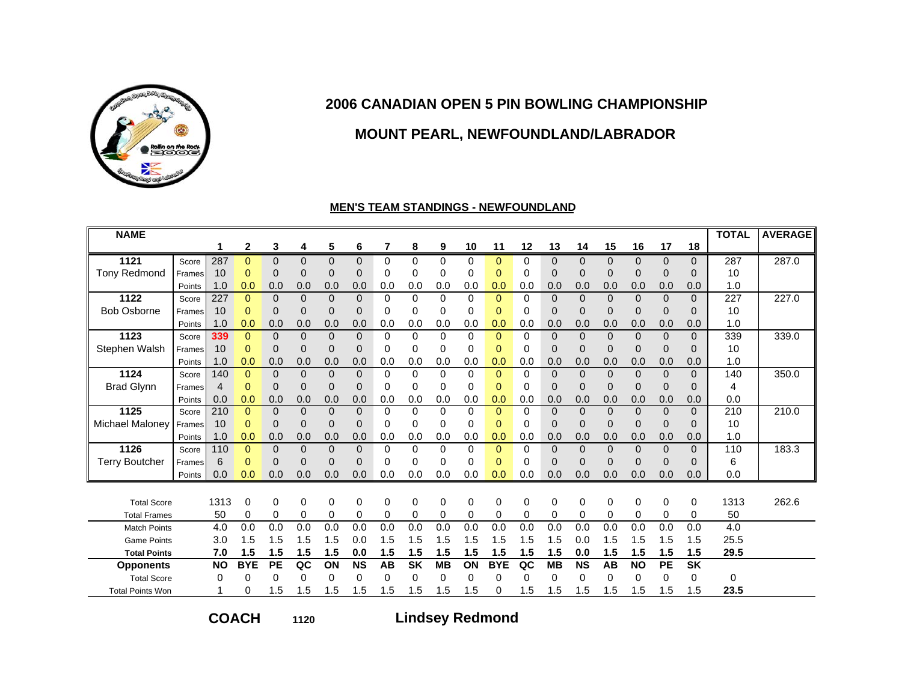# 2006 CANADIAN OPEN 5 PIN BOWLING CHAMPIONSHIP

## MOUNT PEARL, NEWFOUNDLAND/LABRADOR

### MEN'S TEAM STANDINGS - NEWFOUNDLAND

| NAME | | 1 | 2 | 3 | 4 | 5 | 6 | 7 | 8 | 9 | 10 | 11 | 12 | 13 | 14 | 15 | 16 | 17 | 18 | TOTAL | AVERAGE |
|---|---|---|---|---|---|---|---|---|---|---|---|---|---|---|---|---|---|---|---|---|---|
| 1121 | Score | 287 | 0 | 0 | 0 | 0 | 0 | 0 | 0 | 0 | 0 | 0 | 0 | 0 | 0 | 0 | 0 | 0 | 0 | 287 | 287.0 |
| Tony Redmond | Frames | 10 | 0 | 0 | 0 | 0 | 0 | 0 | 0 | 0 | 0 | 0 | 0 | 0 | 0 | 0 | 0 | 0 | 0 | 10 | |
| | Points | 1.0 | 0.0 | 0.0 | 0.0 | 0.0 | 0.0 | 0.0 | 0.0 | 0.0 | 0.0 | 0.0 | 0.0 | 0.0 | 0.0 | 0.0 | 0.0 | 0.0 | 0.0 | 1.0 | |
| 1122 | Score | 227 | 0 | 0 | 0 | 0 | 0 | 0 | 0 | 0 | 0 | 0 | 0 | 0 | 0 | 0 | 0 | 0 | 0 | 227 | 227.0 |
| Bob Osborne | Frames | 10 | 0 | 0 | 0 | 0 | 0 | 0 | 0 | 0 | 0 | 0 | 0 | 0 | 0 | 0 | 0 | 0 | 0 | 10 | |
| | Points | 1.0 | 0.0 | 0.0 | 0.0 | 0.0 | 0.0 | 0.0 | 0.0 | 0.0 | 0.0 | 0.0 | 0.0 | 0.0 | 0.0 | 0.0 | 0.0 | 0.0 | 0.0 | 1.0 | |
| 1123 | Score | 339 | 0 | 0 | 0 | 0 | 0 | 0 | 0 | 0 | 0 | 0 | 0 | 0 | 0 | 0 | 0 | 0 | 0 | 339 | 339.0 |
| Stephen Walsh | Frames | 10 | 0 | 0 | 0 | 0 | 0 | 0 | 0 | 0 | 0 | 0 | 0 | 0 | 0 | 0 | 0 | 0 | 0 | 10 | |
| | Points | 1.0 | 0.0 | 0.0 | 0.0 | 0.0 | 0.0 | 0.0 | 0.0 | 0.0 | 0.0 | 0.0 | 0.0 | 0.0 | 0.0 | 0.0 | 0.0 | 0.0 | 0.0 | 1.0 | |
| 1124 | Score | 140 | 0 | 0 | 0 | 0 | 0 | 0 | 0 | 0 | 0 | 0 | 0 | 0 | 0 | 0 | 0 | 0 | 0 | 140 | 350.0 |
| Brad Glynn | Frames | 4 | 0 | 0 | 0 | 0 | 0 | 0 | 0 | 0 | 0 | 0 | 0 | 0 | 0 | 0 | 0 | 0 | 0 | 4 | |
| | Points | 0.0 | 0.0 | 0.0 | 0.0 | 0.0 | 0.0 | 0.0 | 0.0 | 0.0 | 0.0 | 0.0 | 0.0 | 0.0 | 0.0 | 0.0 | 0.0 | 0.0 | 0.0 | 0.0 | |
| 1125 | Score | 210 | 0 | 0 | 0 | 0 | 0 | 0 | 0 | 0 | 0 | 0 | 0 | 0 | 0 | 0 | 0 | 0 | 0 | 210 | 210.0 |
| Michael Maloney | Frames | 10 | 0 | 0 | 0 | 0 | 0 | 0 | 0 | 0 | 0 | 0 | 0 | 0 | 0 | 0 | 0 | 0 | 0 | 10 | |
| | Points | 1.0 | 0.0 | 0.0 | 0.0 | 0.0 | 0.0 | 0.0 | 0.0 | 0.0 | 0.0 | 0.0 | 0.0 | 0.0 | 0.0 | 0.0 | 0.0 | 0.0 | 0.0 | 1.0 | |
| 1126 | Score | 110 | 0 | 0 | 0 | 0 | 0 | 0 | 0 | 0 | 0 | 0 | 0 | 0 | 0 | 0 | 0 | 0 | 0 | 110 | 183.3 |
| Terry Boutcher | Frames | 6 | 0 | 0 | 0 | 0 | 0 | 0 | 0 | 0 | 0 | 0 | 0 | 0 | 0 | 0 | 0 | 0 | 0 | 6 | |
| | Points | 0.0 | 0.0 | 0.0 | 0.0 | 0.0 | 0.0 | 0.0 | 0.0 | 0.0 | 0.0 | 0.0 | 0.0 | 0.0 | 0.0 | 0.0 | 0.0 | 0.0 | 0.0 | 0.0 | |
| Total Score | | 1313 | 0 | 0 | 0 | 0 | 0 | 0 | 0 | 0 | 0 | 0 | 0 | 0 | 0 | 0 | 0 | 0 | 0 | 1313 | 262.6 |
| Total Frames | | 50 | 0 | 0 | 0 | 0 | 0 | 0 | 0 | 0 | 0 | 0 | 0 | 0 | 0 | 0 | 0 | 0 | 0 | 50 | |
| Match Points | | 4.0 | 0.0 | 0.0 | 0.0 | 0.0 | 0.0 | 0.0 | 0.0 | 0.0 | 0.0 | 0.0 | 0.0 | 0.0 | 0.0 | 0.0 | 0.0 | 0.0 | 0.0 | 4.0 | |
| Game Points | | 3.0 | 1.5 | 1.5 | 1.5 | 1.5 | 0.0 | 1.5 | 1.5 | 1.5 | 1.5 | 1.5 | 1.5 | 1.5 | 0.0 | 1.5 | 1.5 | 1.5 | 1.5 | 25.5 | |
| **Total Points** | | **7.0** | **1.5** | **1.5** | **1.5** | **1.5** | **0.0** | **1.5** | **1.5** | **1.5** | **1.5** | **1.5** | **1.5** | **1.5** | **0.0** | **1.5** | **1.5** | **1.5** | **1.5** | **29.5** | |
| **Opponents** | | **NO** | **BYE** | **PE** | **QC** | **ON** | **NS** | **AB** | **SK** | **MB** | **ON** | **BYE** | **QC** | **MB** | **NS** | **AB** | **NO** | **PE** | **SK** | | |
| Total Score | | 0 | 0 | 0 | 0 | 0 | 0 | 0 | 0 | 0 | 0 | 0 | 0 | 0 | 0 | 0 | 0 | 0 | 0 | 0 | |
| Total Points Won | | 1 | 0 | 1.5 | 1.5 | 1.5 | 1.5 | 1.5 | 1.5 | 1.5 | 1.5 | 0 | 1.5 | 1.5 | 1.5 | 1.5 | 1.5 | 1.5 | 1.5 | **23.5** | |

**COACH** **1120** **Lindsey Redmond**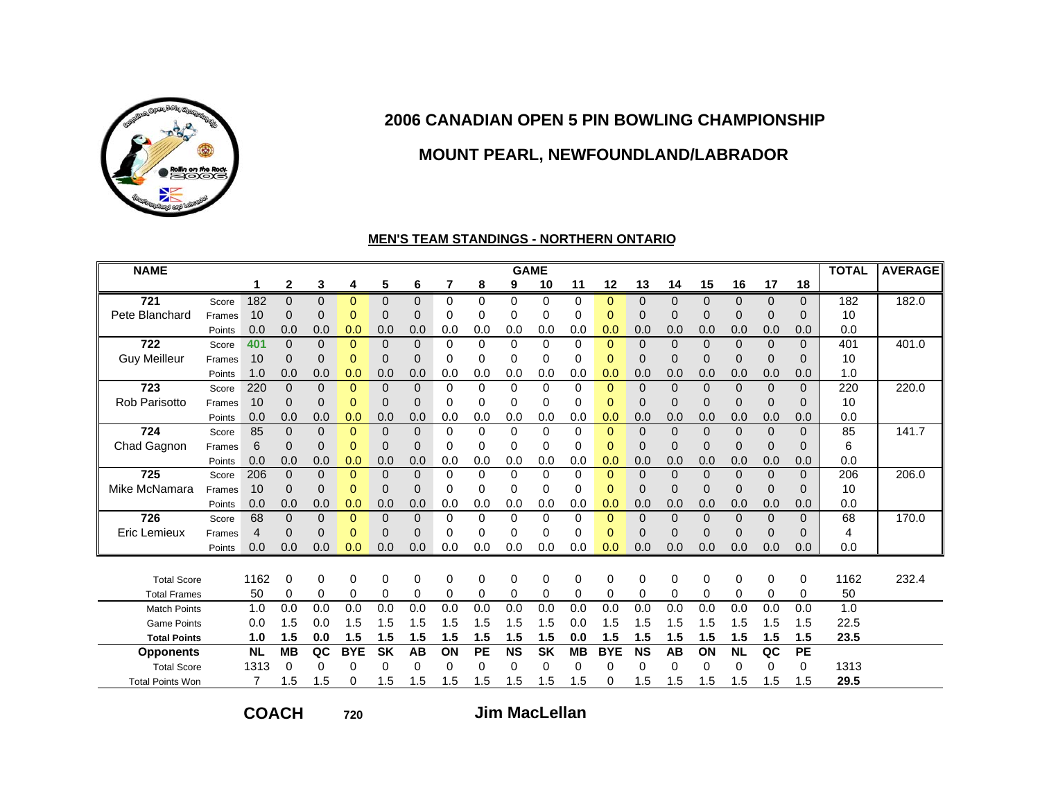# 2006 CANADIAN OPEN 5 PIN BOWLING CHAMPIONSHIP

## MOUNT PEARL, NEWFOUNDLAND/LABRADOR

### MEN'S TEAM STANDINGS - NORTHERN ONTARIO

| NAME | | GAME 1 | 2 | 3 | 4 | 5 | 6 | 7 | 8 | 9 | 10 | 11 | 12 | 13 | 14 | 15 | 16 | 17 | 18 | TOTAL | AVERAGE |
|---|---|---|---|---|---|---|---|---|---|---|---|---|---|---|---|---|---|---|---|---|---|
| 721 | Score | 182 | 0 | 0 | 0 | 0 | 0 | 0 | 0 | 0 | 0 | 0 | 0 | 0 | 0 | 0 | 0 | 0 | 0 | 182 | 182.0 |
| Pete Blanchard | Frames | 10 | 0 | 0 | 0 | 0 | 0 | 0 | 0 | 0 | 0 | 0 | 0 | 0 | 0 | 0 | 0 | 0 | 0 | 10 | |
| | Points | 0.0 | 0.0 | 0.0 | 0.0 | 0.0 | 0.0 | 0.0 | 0.0 | 0.0 | 0.0 | 0.0 | 0.0 | 0.0 | 0.0 | 0.0 | 0.0 | 0.0 | 0.0 | 0.0 | |
| 722 | Score | 401 | 0 | 0 | 0 | 0 | 0 | 0 | 0 | 0 | 0 | 0 | 0 | 0 | 0 | 0 | 0 | 0 | 0 | 401 | 401.0 |
| Guy Meilleur | Frames | 10 | 0 | 0 | 0 | 0 | 0 | 0 | 0 | 0 | 0 | 0 | 0 | 0 | 0 | 0 | 0 | 0 | 0 | 10 | |
| | Points | 1.0 | 0.0 | 0.0 | 0.0 | 0.0 | 0.0 | 0.0 | 0.0 | 0.0 | 0.0 | 0.0 | 0.0 | 0.0 | 0.0 | 0.0 | 0.0 | 0.0 | 0.0 | 1.0 | |
| 723 | Score | 220 | 0 | 0 | 0 | 0 | 0 | 0 | 0 | 0 | 0 | 0 | 0 | 0 | 0 | 0 | 0 | 0 | 0 | 220 | 220.0 |
| Rob Parisotto | Frames | 10 | 0 | 0 | 0 | 0 | 0 | 0 | 0 | 0 | 0 | 0 | 0 | 0 | 0 | 0 | 0 | 0 | 0 | 10 | |
| | Points | 0.0 | 0.0 | 0.0 | 0.0 | 0.0 | 0.0 | 0.0 | 0.0 | 0.0 | 0.0 | 0.0 | 0.0 | 0.0 | 0.0 | 0.0 | 0.0 | 0.0 | 0.0 | 0.0 | |
| 724 | Score | 85 | 0 | 0 | 0 | 0 | 0 | 0 | 0 | 0 | 0 | 0 | 0 | 0 | 0 | 0 | 0 | 0 | 0 | 85 | 141.7 |
| Chad Gagnon | Frames | 6 | 0 | 0 | 0 | 0 | 0 | 0 | 0 | 0 | 0 | 0 | 0 | 0 | 0 | 0 | 0 | 0 | 0 | 6 | |
| | Points | 0.0 | 0.0 | 0.0 | 0.0 | 0.0 | 0.0 | 0.0 | 0.0 | 0.0 | 0.0 | 0.0 | 0.0 | 0.0 | 0.0 | 0.0 | 0.0 | 0.0 | 0.0 | 0.0 | |
| 725 | Score | 206 | 0 | 0 | 0 | 0 | 0 | 0 | 0 | 0 | 0 | 0 | 0 | 0 | 0 | 0 | 0 | 0 | 0 | 206 | 206.0 |
| Mike McNamara | Frames | 10 | 0 | 0 | 0 | 0 | 0 | 0 | 0 | 0 | 0 | 0 | 0 | 0 | 0 | 0 | 0 | 0 | 0 | 10 | |
| | Points | 0.0 | 0.0 | 0.0 | 0.0 | 0.0 | 0.0 | 0.0 | 0.0 | 0.0 | 0.0 | 0.0 | 0.0 | 0.0 | 0.0 | 0.0 | 0.0 | 0.0 | 0.0 | 0.0 | |
| 726 | Score | 68 | 0 | 0 | 0 | 0 | 0 | 0 | 0 | 0 | 0 | 0 | 0 | 0 | 0 | 0 | 0 | 0 | 0 | 68 | 170.0 |
| Eric Lemieux | Frames | 4 | 0 | 0 | 0 | 0 | 0 | 0 | 0 | 0 | 0 | 0 | 0 | 0 | 0 | 0 | 0 | 0 | 0 | 4 | |
| | Points | 0.0 | 0.0 | 0.0 | 0.0 | 0.0 | 0.0 | 0.0 | 0.0 | 0.0 | 0.0 | 0.0 | 0.0 | 0.0 | 0.0 | 0.0 | 0.0 | 0.0 | 0.0 | 0.0 | |
| Total Score | | 1162 | 0 | 0 | 0 | 0 | 0 | 0 | 0 | 0 | 0 | 0 | 0 | 0 | 0 | 0 | 0 | 0 | 0 | 1162 | 232.4 |
| Total Frames | | 50 | 0 | 0 | 0 | 0 | 0 | 0 | 0 | 0 | 0 | 0 | 0 | 0 | 0 | 0 | 0 | 0 | 0 | 50 | |
| Match Points | | 1.0 | 0.0 | 0.0 | 0.0 | 0.0 | 0.0 | 0.0 | 0.0 | 0.0 | 0.0 | 0.0 | 0.0 | 0.0 | 0.0 | 0.0 | 0.0 | 0.0 | 0.0 | 1.0 | |
| Game Points | | 0.0 | 1.5 | 0.0 | 1.5 | 1.5 | 1.5 | 1.5 | 1.5 | 1.5 | 1.5 | 0.0 | 1.5 | 1.5 | 1.5 | 1.5 | 1.5 | 1.5 | 1.5 | 22.5 | |
| **Total Points** | | **1.0** | **1.5** | **0.0** | **1.5** | **1.5** | **1.5** | **1.5** | **1.5** | **1.5** | **1.5** | **0.0** | **1.5** | **1.5** | **1.5** | **1.5** | **1.5** | **1.5** | **1.5** | **23.5** | |
| **Opponents** | | **NL** | **MB** | **QC** | **BYE** | **SK** | **AB** | **ON** | **PE** | **NS** | **SK** | **MB** | **BYE** | **NS** | **AB** | **ON** | **NL** | **QC** | **PE** | | |
| Total Score | | 1313 | 0 | 0 | 0 | 0 | 0 | 0 | 0 | 0 | 0 | 0 | 0 | 0 | 0 | 0 | 0 | 0 | 0 | 1313 | |
| Total Points Won | | 7 | 1.5 | 1.5 | 0 | 1.5 | 1.5 | 1.5 | 1.5 | 1.5 | 1.5 | 1.5 | 0 | 1.5 | 1.5 | 1.5 | 1.5 | 1.5 | 1.5 | **29.5** | |

**COACH** 720 **Jim MacLellan**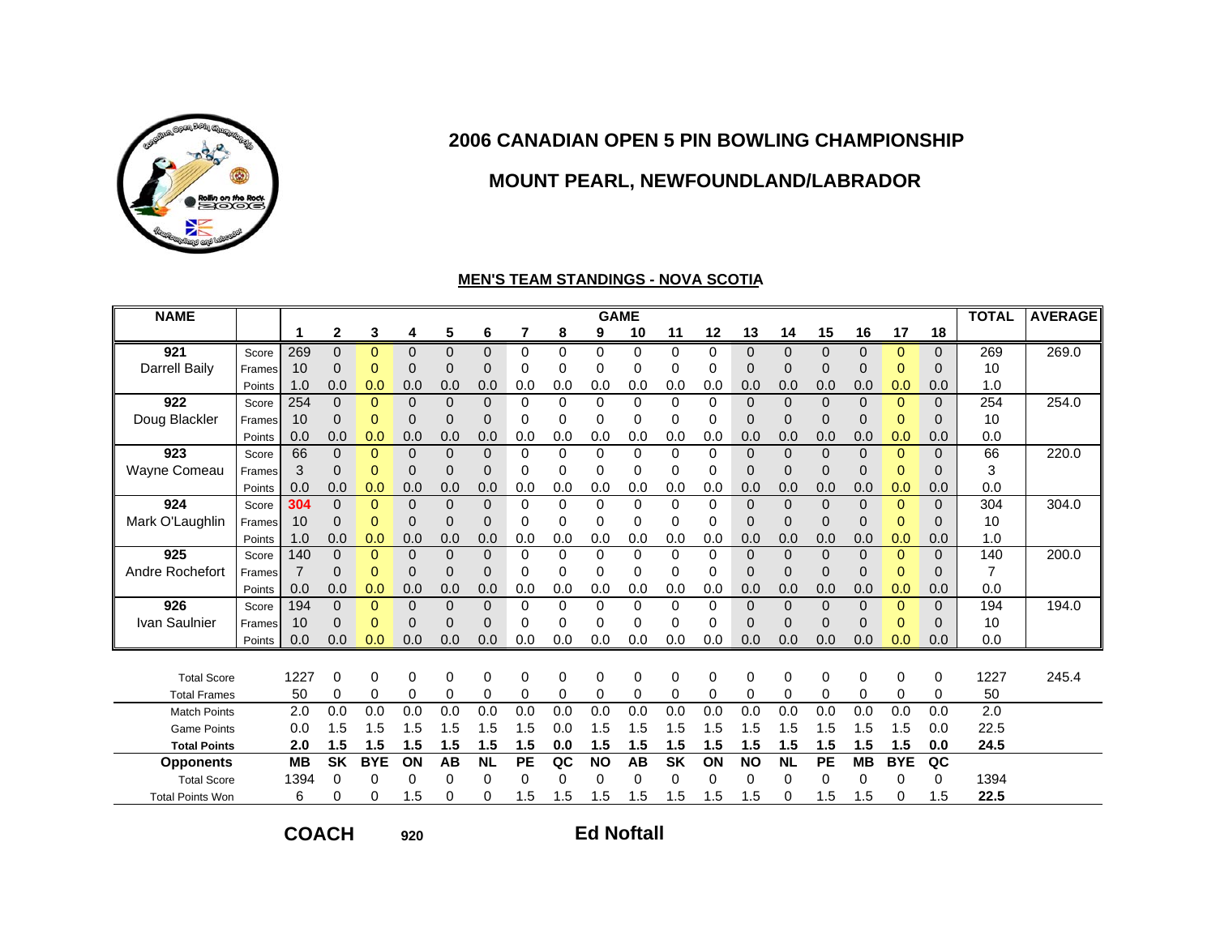# 2006 CANADIAN OPEN 5 PIN BOWLING CHAMPIONSHIP

## MOUNT PEARL, NEWFOUNDLAND/LABRADOR

**MEN'S TEAM STANDINGS - NOVA SCOTIA**

| NAME | | 1 | 2 | 3 | 4 | 5 | 6 | 7 | 8 | 9 | 10 | 11 | 12 | 13 | 14 | 15 | 16 | 17 | 18 | TOTAL | AVERAGE |
|---|---|---|---|---|---|---|---|---|---|---|---|---|---|---|---|---|---|---|---|---|---|
| 921 | Score | 269 | 0 | 0 | 0 | 0 | 0 | 0 | 0 | 0 | 0 | 0 | 0 | 0 | 0 | 0 | 0 | 0 | 0 | 269 | 269.0 |
| Darrell Baily | Frames | 10 | 0 | 0 | 0 | 0 | 0 | 0 | 0 | 0 | 0 | 0 | 0 | 0 | 0 | 0 | 0 | 0 | 0 | 10 | |
| | Points | 1.0 | 0.0 | 0.0 | 0.0 | 0.0 | 0.0 | 0.0 | 0.0 | 0.0 | 0.0 | 0.0 | 0.0 | 0.0 | 0.0 | 0.0 | 0.0 | 0.0 | 0.0 | 1.0 | |
| 922 | Score | 254 | 0 | 0 | 0 | 0 | 0 | 0 | 0 | 0 | 0 | 0 | 0 | 0 | 0 | 0 | 0 | 0 | 0 | 254 | 254.0 |
| Doug Blackler | Frames | 10 | 0 | 0 | 0 | 0 | 0 | 0 | 0 | 0 | 0 | 0 | 0 | 0 | 0 | 0 | 0 | 0 | 0 | 10 | |
| | Points | 0.0 | 0.0 | 0.0 | 0.0 | 0.0 | 0.0 | 0.0 | 0.0 | 0.0 | 0.0 | 0.0 | 0.0 | 0.0 | 0.0 | 0.0 | 0.0 | 0.0 | 0.0 | 0.0 | |
| 923 | Score | 66 | 0 | 0 | 0 | 0 | 0 | 0 | 0 | 0 | 0 | 0 | 0 | 0 | 0 | 0 | 0 | 0 | 0 | 66 | 220.0 |
| Wayne Comeau | Frames | 3 | 0 | 0 | 0 | 0 | 0 | 0 | 0 | 0 | 0 | 0 | 0 | 0 | 0 | 0 | 0 | 0 | 0 | 3 | |
| | Points | 0.0 | 0.0 | 0.0 | 0.0 | 0.0 | 0.0 | 0.0 | 0.0 | 0.0 | 0.0 | 0.0 | 0.0 | 0.0 | 0.0 | 0.0 | 0.0 | 0.0 | 0.0 | 0.0 | |
| 924 | Score | 304 | 0 | 0 | 0 | 0 | 0 | 0 | 0 | 0 | 0 | 0 | 0 | 0 | 0 | 0 | 0 | 0 | 0 | 304 | 304.0 |
| Mark O'Laughlin | Frames | 10 | 0 | 0 | 0 | 0 | 0 | 0 | 0 | 0 | 0 | 0 | 0 | 0 | 0 | 0 | 0 | 0 | 0 | 10 | |
| | Points | 1.0 | 0.0 | 0.0 | 0.0 | 0.0 | 0.0 | 0.0 | 0.0 | 0.0 | 0.0 | 0.0 | 0.0 | 0.0 | 0.0 | 0.0 | 0.0 | 0.0 | 0.0 | 1.0 | |
| 925 | Score | 140 | 0 | 0 | 0 | 0 | 0 | 0 | 0 | 0 | 0 | 0 | 0 | 0 | 0 | 0 | 0 | 0 | 0 | 140 | 200.0 |
| Andre Rochefort | Frames | 7 | 0 | 0 | 0 | 0 | 0 | 0 | 0 | 0 | 0 | 0 | 0 | 0 | 0 | 0 | 0 | 0 | 0 | 7 | |
| | Points | 0.0 | 0.0 | 0.0 | 0.0 | 0.0 | 0.0 | 0.0 | 0.0 | 0.0 | 0.0 | 0.0 | 0.0 | 0.0 | 0.0 | 0.0 | 0.0 | 0.0 | 0.0 | 0.0 | |
| 926 | Score | 194 | 0 | 0 | 0 | 0 | 0 | 0 | 0 | 0 | 0 | 0 | 0 | 0 | 0 | 0 | 0 | 0 | 0 | 194 | 194.0 |
| Ivan Saulnier | Frames | 10 | 0 | 0 | 0 | 0 | 0 | 0 | 0 | 0 | 0 | 0 | 0 | 0 | 0 | 0 | 0 | 0 | 0 | 10 | |
| | Points | 0.0 | 0.0 | 0.0 | 0.0 | 0.0 | 0.0 | 0.0 | 0.0 | 0.0 | 0.0 | 0.0 | 0.0 | 0.0 | 0.0 | 0.0 | 0.0 | 0.0 | 0.0 | 0.0 | |
| Total Score | | 1227 | 0 | 0 | 0 | 0 | 0 | 0 | 0 | 0 | 0 | 0 | 0 | 0 | 0 | 0 | 0 | 0 | 0 | 1227 | 245.4 |
| Total Frames | | 50 | 0 | 0 | 0 | 0 | 0 | 0 | 0 | 0 | 0 | 0 | 0 | 0 | 0 | 0 | 0 | 0 | 0 | 50 | |
| Match Points | | 2.0 | 0.0 | 0.0 | 0.0 | 0.0 | 0.0 | 0.0 | 0.0 | 0.0 | 0.0 | 0.0 | 0.0 | 0.0 | 0.0 | 0.0 | 0.0 | 0.0 | 0.0 | 2.0 | |
| Game Points | | 0.0 | 1.5 | 1.5 | 1.5 | 1.5 | 1.5 | 1.5 | 0.0 | 1.5 | 1.5 | 1.5 | 1.5 | 1.5 | 1.5 | 1.5 | 1.5 | 1.5 | 0.0 | 22.5 | |
| **Total Points** | | **2.0** | **1.5** | **1.5** | **1.5** | **1.5** | **1.5** | **1.5** | **0.0** | **1.5** | **1.5** | **1.5** | **1.5** | **1.5** | **1.5** | **1.5** | **1.5** | **1.5** | **0.0** | **24.5** | |
| **Opponents** | | **MB** | **SK** | **BYE** | **ON** | **AB** | **NL** | **PE** | **QC** | **NO** | **AB** | **SK** | **ON** | **NO** | **NL** | **PE** | **MB** | **BYE** | **QC** | | |
| Total Score | | 1394 | 0 | 0 | 0 | 0 | 0 | 0 | 0 | 0 | 0 | 0 | 0 | 0 | 0 | 0 | 0 | 0 | 0 | 1394 | |
| Total Points Won | | 6 | 0 | 0 | 1.5 | 0 | 0 | 1.5 | 1.5 | 1.5 | 1.5 | 1.5 | 1.5 | 1.5 | 0 | 1.5 | 1.5 | 0 | 1.5 | **22.5** | |

**COACH** 920 **Ed Noftall**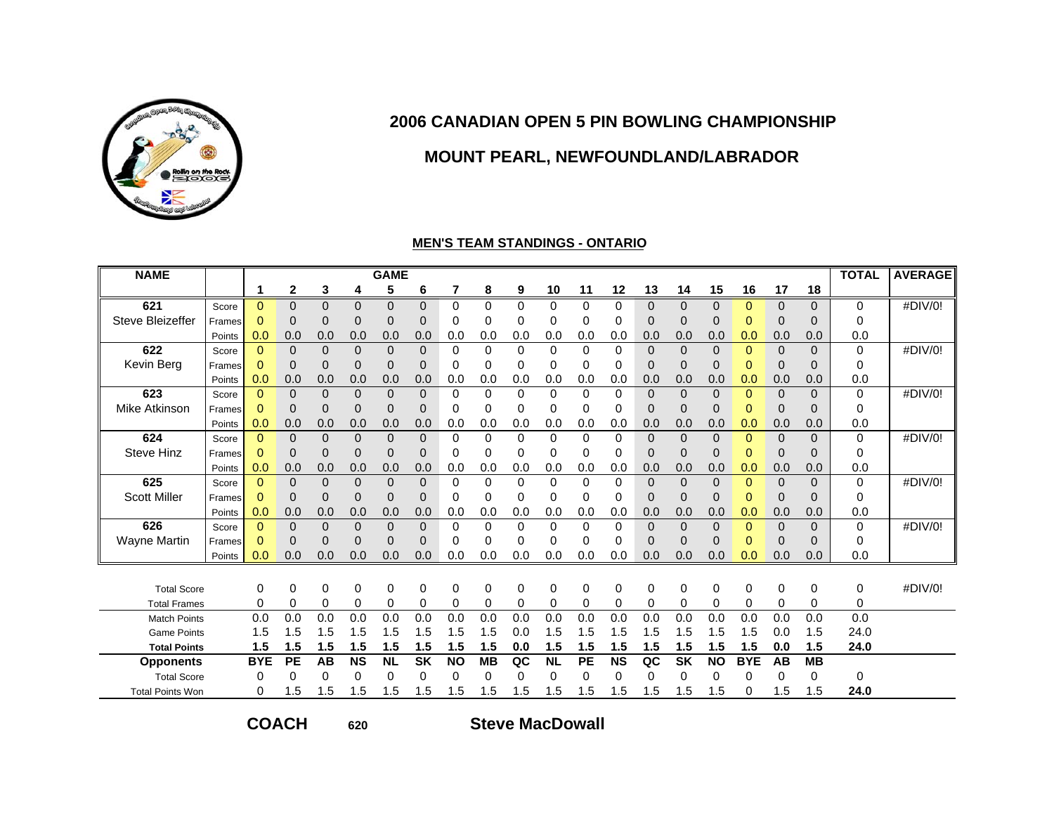## 2006 CANADIAN OPEN 5 PIN BOWLING CHAMPIONSHIP

## MOUNT PEARL, NEWFOUNDLAND/LABRADOR

**MEN'S TEAM STANDINGS - ONTARIO**

| NAME | | 1 | 2 | 3 | 4 | 5 | 6 | 7 | 8 | 9 | 10 | 11 | 12 | 13 | 14 | 15 | 16 | 17 | 18 | TOTAL | AVERAGE |
|---|---|---|---|---|---|---|---|---|---|---|---|---|---|---|---|---|---|---|---|---|---|
| 621 | Score | 0 | 0 | 0 | 0 | 0 | 0 | 0 | 0 | 0 | 0 | 0 | 0 | 0 | 0 | 0 | 0 | 0 | 0 | 0 | #DIV/0! |
| Steve Bleizeffer | Frames | 0 | 0 | 0 | 0 | 0 | 0 | 0 | 0 | 0 | 0 | 0 | 0 | 0 | 0 | 0 | 0 | 0 | 0 | 0 | |
| | Points | 0.0 | 0.0 | 0.0 | 0.0 | 0.0 | 0.0 | 0.0 | 0.0 | 0.0 | 0.0 | 0.0 | 0.0 | 0.0 | 0.0 | 0.0 | 0.0 | 0.0 | 0.0 | 0.0 | |
| 622 | Score | 0 | 0 | 0 | 0 | 0 | 0 | 0 | 0 | 0 | 0 | 0 | 0 | 0 | 0 | 0 | 0 | 0 | 0 | 0 | #DIV/0! |
| Kevin Berg | Frames | 0 | 0 | 0 | 0 | 0 | 0 | 0 | 0 | 0 | 0 | 0 | 0 | 0 | 0 | 0 | 0 | 0 | 0 | 0 | |
| | Points | 0.0 | 0.0 | 0.0 | 0.0 | 0.0 | 0.0 | 0.0 | 0.0 | 0.0 | 0.0 | 0.0 | 0.0 | 0.0 | 0.0 | 0.0 | 0.0 | 0.0 | 0.0 | 0.0 | |
| 623 | Score | 0 | 0 | 0 | 0 | 0 | 0 | 0 | 0 | 0 | 0 | 0 | 0 | 0 | 0 | 0 | 0 | 0 | 0 | 0 | #DIV/0! |
| Mike Atkinson | Frames | 0 | 0 | 0 | 0 | 0 | 0 | 0 | 0 | 0 | 0 | 0 | 0 | 0 | 0 | 0 | 0 | 0 | 0 | 0 | |
| | Points | 0.0 | 0.0 | 0.0 | 0.0 | 0.0 | 0.0 | 0.0 | 0.0 | 0.0 | 0.0 | 0.0 | 0.0 | 0.0 | 0.0 | 0.0 | 0.0 | 0.0 | 0.0 | 0.0 | |
| 624 | Score | 0 | 0 | 0 | 0 | 0 | 0 | 0 | 0 | 0 | 0 | 0 | 0 | 0 | 0 | 0 | 0 | 0 | 0 | 0 | #DIV/0! |
| Steve Hinz | Frames | 0 | 0 | 0 | 0 | 0 | 0 | 0 | 0 | 0 | 0 | 0 | 0 | 0 | 0 | 0 | 0 | 0 | 0 | 0 | |
| | Points | 0.0 | 0.0 | 0.0 | 0.0 | 0.0 | 0.0 | 0.0 | 0.0 | 0.0 | 0.0 | 0.0 | 0.0 | 0.0 | 0.0 | 0.0 | 0.0 | 0.0 | 0.0 | 0.0 | |
| 625 | Score | 0 | 0 | 0 | 0 | 0 | 0 | 0 | 0 | 0 | 0 | 0 | 0 | 0 | 0 | 0 | 0 | 0 | 0 | 0 | #DIV/0! |
| Scott Miller | Frames | 0 | 0 | 0 | 0 | 0 | 0 | 0 | 0 | 0 | 0 | 0 | 0 | 0 | 0 | 0 | 0 | 0 | 0 | 0 | |
| | Points | 0.0 | 0.0 | 0.0 | 0.0 | 0.0 | 0.0 | 0.0 | 0.0 | 0.0 | 0.0 | 0.0 | 0.0 | 0.0 | 0.0 | 0.0 | 0.0 | 0.0 | 0.0 | 0.0 | |
| 626 | Score | 0 | 0 | 0 | 0 | 0 | 0 | 0 | 0 | 0 | 0 | 0 | 0 | 0 | 0 | 0 | 0 | 0 | 0 | 0 | #DIV/0! |
| Wayne Martin | Frames | 0 | 0 | 0 | 0 | 0 | 0 | 0 | 0 | 0 | 0 | 0 | 0 | 0 | 0 | 0 | 0 | 0 | 0 | 0 | |
| | Points | 0.0 | 0.0 | 0.0 | 0.0 | 0.0 | 0.0 | 0.0 | 0.0 | 0.0 | 0.0 | 0.0 | 0.0 | 0.0 | 0.0 | 0.0 | 0.0 | 0.0 | 0.0 | 0.0 | |
| Total Score | | 0 | 0 | 0 | 0 | 0 | 0 | 0 | 0 | 0 | 0 | 0 | 0 | 0 | 0 | 0 | 0 | 0 | 0 | 0 | #DIV/0! |
| Total Frames | | 0 | 0 | 0 | 0 | 0 | 0 | 0 | 0 | 0 | 0 | 0 | 0 | 0 | 0 | 0 | 0 | 0 | 0 | 0 | |
| Match Points | | 0.0 | 0.0 | 0.0 | 0.0 | 0.0 | 0.0 | 0.0 | 0.0 | 0.0 | 0.0 | 0.0 | 0.0 | 0.0 | 0.0 | 0.0 | 0.0 | 0.0 | 0.0 | 0.0 | |
| Game Points | | 1.5 | 1.5 | 1.5 | 1.5 | 1.5 | 1.5 | 1.5 | 1.5 | 0.0 | 1.5 | 1.5 | 1.5 | 1.5 | 1.5 | 1.5 | 1.5 | 0.0 | 1.5 | 24.0 | |
| **Total Points** | | **1.5** | **1.5** | **1.5** | **1.5** | **1.5** | **1.5** | **1.5** | **1.5** | **0.0** | **1.5** | **1.5** | **1.5** | **1.5** | **1.5** | **1.5** | **1.5** | **0.0** | **1.5** | **24.0** | |
| **Opponents** | | **BYE** | **PE** | **AB** | **NS** | **NL** | **SK** | **NO** | **MB** | **QC** | **NL** | **PE** | **NS** | **QC** | **SK** | **NO** | **BYE** | **AB** | **MB** | | |
| Total Score | | 0 | 0 | 0 | 0 | 0 | 0 | 0 | 0 | 0 | 0 | 0 | 0 | 0 | 0 | 0 | 0 | 0 | 0 | 0 | |
| Total Points Won | | 0 | 1.5 | 1.5 | 1.5 | 1.5 | 1.5 | 1.5 | 1.5 | 1.5 | 1.5 | 1.5 | 1.5 | 1.5 | 1.5 | 1.5 | 0 | 1.5 | 1.5 | **24.0** | |

**COACH** 620 **Steve MacDowall**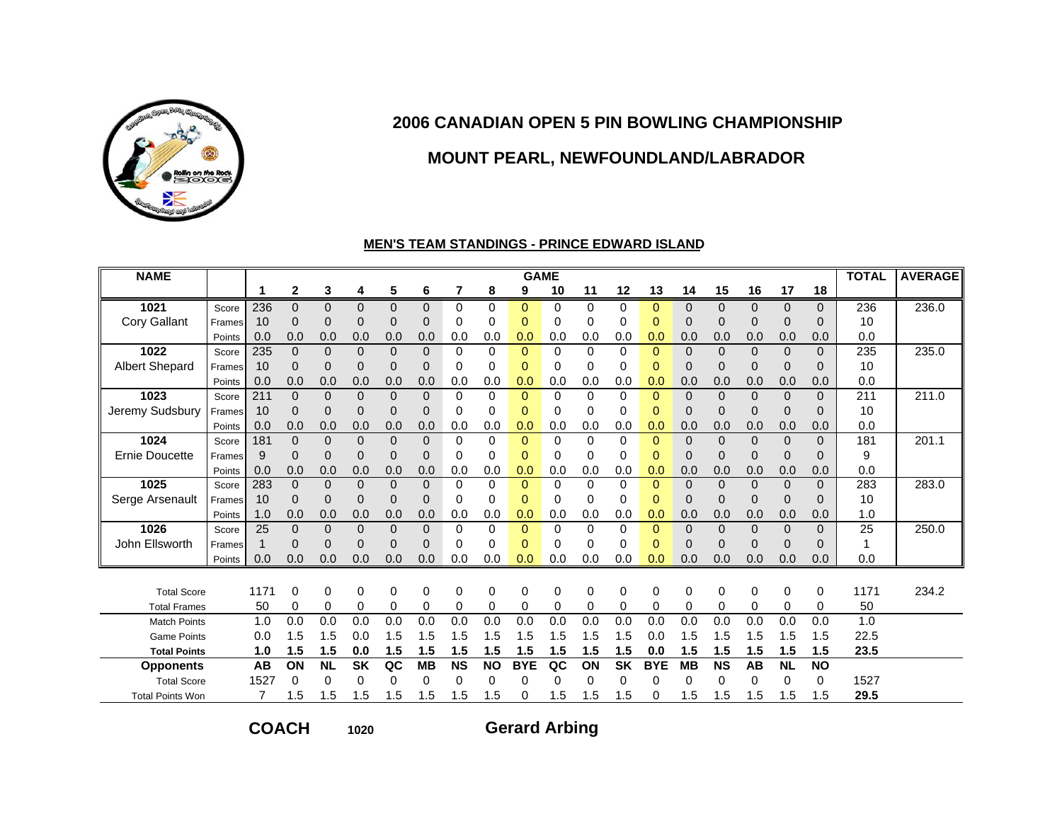# 2006 CANADIAN OPEN 5 PIN BOWLING CHAMPIONSHIP

## MOUNT PEARL, NEWFOUNDLAND/LABRADOR

### MEN'S TEAM STANDINGS - PRINCE EDWARD ISLAND

| NAME | | 1 | 2 | 3 | 4 | 5 | 6 | 7 | 8 | 9 | 10 | 11 | 12 | 13 | 14 | 15 | 16 | 17 | 18 | TOTAL | AVERAGE |
|---|---|---|---|---|---|---|---|---|---|---|---|---|---|---|---|---|---|---|---|---|---|
| 1021 | Score | 236 | 0 | 0 | 0 | 0 | 0 | 0 | 0 | 0 | 0 | 0 | 0 | 0 | 0 | 0 | 0 | 0 | 0 | 236 | 236.0 |
| Cory Gallant | Frames | 10 | 0 | 0 | 0 | 0 | 0 | 0 | 0 | 0 | 0 | 0 | 0 | 0 | 0 | 0 | 0 | 0 | 0 | 10 | |
| | Points | 0.0 | 0.0 | 0.0 | 0.0 | 0.0 | 0.0 | 0.0 | 0.0 | 0.0 | 0.0 | 0.0 | 0.0 | 0.0 | 0.0 | 0.0 | 0.0 | 0.0 | 0.0 | 0.0 | |
| 1022 | Score | 235 | 0 | 0 | 0 | 0 | 0 | 0 | 0 | 0 | 0 | 0 | 0 | 0 | 0 | 0 | 0 | 0 | 0 | 235 | 235.0 |
| Albert Shepard | Frames | 10 | 0 | 0 | 0 | 0 | 0 | 0 | 0 | 0 | 0 | 0 | 0 | 0 | 0 | 0 | 0 | 0 | 0 | 10 | |
| | Points | 0.0 | 0.0 | 0.0 | 0.0 | 0.0 | 0.0 | 0.0 | 0.0 | 0.0 | 0.0 | 0.0 | 0.0 | 0.0 | 0.0 | 0.0 | 0.0 | 0.0 | 0.0 | 0.0 | |
| 1023 | Score | 211 | 0 | 0 | 0 | 0 | 0 | 0 | 0 | 0 | 0 | 0 | 0 | 0 | 0 | 0 | 0 | 0 | 0 | 211 | 211.0 |
| Jeremy Sudsbury | Frames | 10 | 0 | 0 | 0 | 0 | 0 | 0 | 0 | 0 | 0 | 0 | 0 | 0 | 0 | 0 | 0 | 0 | 0 | 10 | |
| | Points | 0.0 | 0.0 | 0.0 | 0.0 | 0.0 | 0.0 | 0.0 | 0.0 | 0.0 | 0.0 | 0.0 | 0.0 | 0.0 | 0.0 | 0.0 | 0.0 | 0.0 | 0.0 | 0.0 | |
| 1024 | Score | 181 | 0 | 0 | 0 | 0 | 0 | 0 | 0 | 0 | 0 | 0 | 0 | 0 | 0 | 0 | 0 | 0 | 0 | 181 | 201.1 |
| Ernie Doucette | Frames | 9 | 0 | 0 | 0 | 0 | 0 | 0 | 0 | 0 | 0 | 0 | 0 | 0 | 0 | 0 | 0 | 0 | 0 | 9 | |
| | Points | 0.0 | 0.0 | 0.0 | 0.0 | 0.0 | 0.0 | 0.0 | 0.0 | 0.0 | 0.0 | 0.0 | 0.0 | 0.0 | 0.0 | 0.0 | 0.0 | 0.0 | 0.0 | 0.0 | |
| 1025 | Score | 283 | 0 | 0 | 0 | 0 | 0 | 0 | 0 | 0 | 0 | 0 | 0 | 0 | 0 | 0 | 0 | 0 | 0 | 283 | 283.0 |
| Serge Arsenault | Frames | 10 | 0 | 0 | 0 | 0 | 0 | 0 | 0 | 0 | 0 | 0 | 0 | 0 | 0 | 0 | 0 | 0 | 0 | 10 | |
| | Points | 1.0 | 0.0 | 0.0 | 0.0 | 0.0 | 0.0 | 0.0 | 0.0 | 0.0 | 0.0 | 0.0 | 0.0 | 0.0 | 0.0 | 0.0 | 0.0 | 0.0 | 0.0 | 1.0 | |
| 1026 | Score | 25 | 0 | 0 | 0 | 0 | 0 | 0 | 0 | 0 | 0 | 0 | 0 | 0 | 0 | 0 | 0 | 0 | 0 | 25 | 250.0 |
| John Ellsworth | Frames | 1 | 0 | 0 | 0 | 0 | 0 | 0 | 0 | 0 | 0 | 0 | 0 | 0 | 0 | 0 | 0 | 0 | 0 | 1 | |
| | Points | 0.0 | 0.0 | 0.0 | 0.0 | 0.0 | 0.0 | 0.0 | 0.0 | 0.0 | 0.0 | 0.0 | 0.0 | 0.0 | 0.0 | 0.0 | 0.0 | 0.0 | 0.0 | 0.0 | |
| Total Score | | 1171 | 0 | 0 | 0 | 0 | 0 | 0 | 0 | 0 | 0 | 0 | 0 | 0 | 0 | 0 | 0 | 0 | 0 | 1171 | 234.2 |
| Total Frames | | 50 | 0 | 0 | 0 | 0 | 0 | 0 | 0 | 0 | 0 | 0 | 0 | 0 | 0 | 0 | 0 | 0 | 0 | 50 | |
| Match Points | | 1.0 | 0.0 | 0.0 | 0.0 | 0.0 | 0.0 | 0.0 | 0.0 | 0.0 | 0.0 | 0.0 | 0.0 | 0.0 | 0.0 | 0.0 | 0.0 | 0.0 | 0.0 | 1.0 | |
| Game Points | | 0.0 | 1.5 | 1.5 | 0.0 | 1.5 | 1.5 | 1.5 | 1.5 | 1.5 | 1.5 | 1.5 | 1.5 | 0.0 | 1.5 | 1.5 | 1.5 | 1.5 | 1.5 | 22.5 | |
| **Total Points** | | **1.0** | **1.5** | **1.5** | **0.0** | **1.5** | **1.5** | **1.5** | **1.5** | **1.5** | **1.5** | **1.5** | **1.5** | **0.0** | **1.5** | **1.5** | **1.5** | **1.5** | **1.5** | **23.5** | |
| **Opponents** | | **AB** | **ON** | **NL** | **SK** | **QC** | **MB** | **NS** | **NO** | **BYE** | **QC** | **ON** | **SK** | **BYE** | **MB** | **NS** | **AB** | **NL** | **NO** | | |
| Total Score | | 1527 | 0 | 0 | 0 | 0 | 0 | 0 | 0 | 0 | 0 | 0 | 0 | 0 | 0 | 0 | 0 | 0 | 0 | 1527 | |
| Total Points Won | | 7 | 1.5 | 1.5 | 1.5 | 1.5 | 1.5 | 1.5 | 1.5 | 0 | 1.5 | 1.5 | 1.5 | 0 | 1.5 | 1.5 | 1.5 | 1.5 | 1.5 | **29.5** | |

**COACH** 1020 **Gerard Arbing**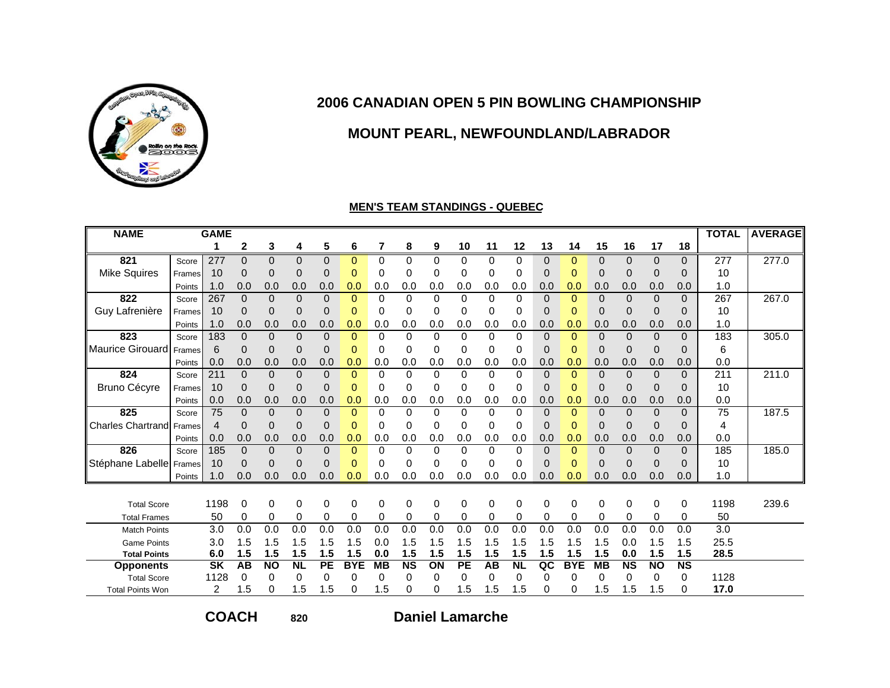# 2006 CANADIAN OPEN 5 PIN BOWLING CHAMPIONSHIP

## MOUNT PEARL, NEWFOUNDLAND/LABRADOR

### MEN'S TEAM STANDINGS - QUEBEC

| NAME | | GAME 1 | 2 | 3 | 4 | 5 | 6 | 7 | 8 | 9 | 10 | 11 | 12 | 13 | 14 | 15 | 16 | 17 | 18 | TOTAL | AVERAGE |
|---|---|---|---|---|---|---|---|---|---|---|---|---|---|---|---|---|---|---|---|---|---|
| 821 | Score | 277 | 0 | 0 | 0 | 0 | 0 | 0 | 0 | 0 | 0 | 0 | 0 | 0 | 0 | 0 | 0 | 0 | 0 | 277 | 277.0 |
| Mike Squires | Frames | 10 | 0 | 0 | 0 | 0 | 0 | 0 | 0 | 0 | 0 | 0 | 0 | 0 | 0 | 0 | 0 | 0 | 0 | 10 | |
| | Points | 1.0 | 0.0 | 0.0 | 0.0 | 0.0 | 0.0 | 0.0 | 0.0 | 0.0 | 0.0 | 0.0 | 0.0 | 0.0 | 0.0 | 0.0 | 0.0 | 0.0 | 0.0 | 1.0 | |
| 822 | Score | 267 | 0 | 0 | 0 | 0 | 0 | 0 | 0 | 0 | 0 | 0 | 0 | 0 | 0 | 0 | 0 | 0 | 0 | 267 | 267.0 |
| Guy Lafrenière | Frames | 10 | 0 | 0 | 0 | 0 | 0 | 0 | 0 | 0 | 0 | 0 | 0 | 0 | 0 | 0 | 0 | 0 | 0 | 10 | |
| | Points | 1.0 | 0.0 | 0.0 | 0.0 | 0.0 | 0.0 | 0.0 | 0.0 | 0.0 | 0.0 | 0.0 | 0.0 | 0.0 | 0.0 | 0.0 | 0.0 | 0.0 | 0.0 | 1.0 | |
| 823 | Score | 183 | 0 | 0 | 0 | 0 | 0 | 0 | 0 | 0 | 0 | 0 | 0 | 0 | 0 | 0 | 0 | 0 | 0 | 183 | 305.0 |
| Maurice Girouard | Frames | 6 | 0 | 0 | 0 | 0 | 0 | 0 | 0 | 0 | 0 | 0 | 0 | 0 | 0 | 0 | 0 | 0 | 0 | 6 | |
| | Points | 0.0 | 0.0 | 0.0 | 0.0 | 0.0 | 0.0 | 0.0 | 0.0 | 0.0 | 0.0 | 0.0 | 0.0 | 0.0 | 0.0 | 0.0 | 0.0 | 0.0 | 0.0 | 0.0 | |
| 824 | Score | 211 | 0 | 0 | 0 | 0 | 0 | 0 | 0 | 0 | 0 | 0 | 0 | 0 | 0 | 0 | 0 | 0 | 0 | 211 | 211.0 |
| Bruno Cécyre | Frames | 10 | 0 | 0 | 0 | 0 | 0 | 0 | 0 | 0 | 0 | 0 | 0 | 0 | 0 | 0 | 0 | 0 | 0 | 10 | |
| | Points | 0.0 | 0.0 | 0.0 | 0.0 | 0.0 | 0.0 | 0.0 | 0.0 | 0.0 | 0.0 | 0.0 | 0.0 | 0.0 | 0.0 | 0.0 | 0.0 | 0.0 | 0.0 | 0.0 | |
| 825 | Score | 75 | 0 | 0 | 0 | 0 | 0 | 0 | 0 | 0 | 0 | 0 | 0 | 0 | 0 | 0 | 0 | 0 | 0 | 75 | 187.5 |
| Charles Chartrand | Frames | 4 | 0 | 0 | 0 | 0 | 0 | 0 | 0 | 0 | 0 | 0 | 0 | 0 | 0 | 0 | 0 | 0 | 0 | 4 | |
| | Points | 0.0 | 0.0 | 0.0 | 0.0 | 0.0 | 0.0 | 0.0 | 0.0 | 0.0 | 0.0 | 0.0 | 0.0 | 0.0 | 0.0 | 0.0 | 0.0 | 0.0 | 0.0 | 0.0 | |
| 826 | Score | 185 | 0 | 0 | 0 | 0 | 0 | 0 | 0 | 0 | 0 | 0 | 0 | 0 | 0 | 0 | 0 | 0 | 0 | 185 | 185.0 |
| Stéphane Labelle | Frames | 10 | 0 | 0 | 0 | 0 | 0 | 0 | 0 | 0 | 0 | 0 | 0 | 0 | 0 | 0 | 0 | 0 | 0 | 10 | |
| | Points | 1.0 | 0.0 | 0.0 | 0.0 | 0.0 | 0.0 | 0.0 | 0.0 | 0.0 | 0.0 | 0.0 | 0.0 | 0.0 | 0.0 | 0.0 | 0.0 | 0.0 | 0.0 | 1.0 | |
| Total Score | | 1198 | 0 | 0 | 0 | 0 | 0 | 0 | 0 | 0 | 0 | 0 | 0 | 0 | 0 | 0 | 0 | 0 | 0 | 1198 | 239.6 |
| Total Frames | | 50 | 0 | 0 | 0 | 0 | 0 | 0 | 0 | 0 | 0 | 0 | 0 | 0 | 0 | 0 | 0 | 0 | 0 | 50 | |
| Match Points | | 3.0 | 0.0 | 0.0 | 0.0 | 0.0 | 0.0 | 0.0 | 0.0 | 0.0 | 0.0 | 0.0 | 0.0 | 0.0 | 0.0 | 0.0 | 0.0 | 0.0 | 0.0 | 3.0 | |
| Game Points | | 3.0 | 1.5 | 1.5 | 1.5 | 1.5 | 1.5 | 0.0 | 1.5 | 1.5 | 1.5 | 1.5 | 1.5 | 1.5 | 1.5 | 1.5 | 0.0 | 1.5 | 1.5 | 25.5 | |
| **Total Points** | | **6.0** | **1.5** | **1.5** | **1.5** | **1.5** | **1.5** | **0.0** | **1.5** | **1.5** | **1.5** | **1.5** | **1.5** | **1.5** | **1.5** | **1.5** | **0.0** | **1.5** | **1.5** | **28.5** | |
| **Opponents** | | **SK** | **AB** | **NO** | **NL** | **PE** | **BYE** | **MB** | **NS** | **ON** | **PE** | **AB** | **NL** | **QC** | **BYE** | **MB** | **NS** | **NO** | **NS** | | |
| Total Score | | 1128 | 0 | 0 | 0 | 0 | 0 | 0 | 0 | 0 | 0 | 0 | 0 | 0 | 0 | 0 | 0 | 0 | 0 | 1128 | |
| Total Points Won | | 2 | 1.5 | 0 | 1.5 | 1.5 | 0 | 1.5 | 0 | 0 | 1.5 | 1.5 | 1.5 | 0 | 0 | 1.5 | 1.5 | 1.5 | 0 | **17.0** | |

**COACH** 820 **Daniel Lamarche**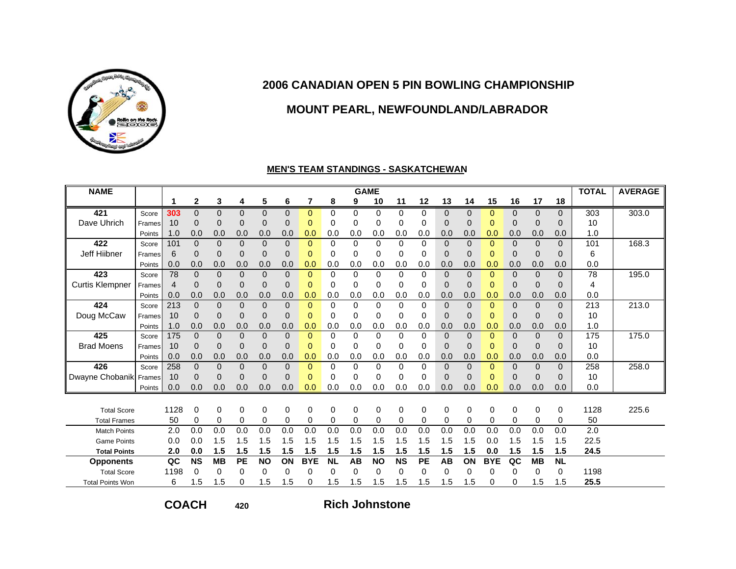# 2006 CANADIAN OPEN 5 PIN BOWLING CHAMPIONSHIP

## MOUNT PEARL, NEWFOUNDLAND/LABRADOR

### MEN'S TEAM STANDINGS - SASKATCHEWAN

| NAME | | GAME 1 | 2 | 3 | 4 | 5 | 6 | 7 | 8 | 9 | 10 | 11 | 12 | 13 | 14 | 15 | 16 | 17 | 18 | TOTAL | AVERAGE |
|---|---|---|---|---|---|---|---|---|---|---|---|---|---|---|---|---|---|---|---|---|---|
| 421 | Score | 303 | 0 | 0 | 0 | 0 | 0 | 0 | 0 | 0 | 0 | 0 | 0 | 0 | 0 | 0 | 0 | 0 | 0 | 303 | 303.0 |
| Dave Uhrich | Frames | 10 | 0 | 0 | 0 | 0 | 0 | 0 | 0 | 0 | 0 | 0 | 0 | 0 | 0 | 0 | 0 | 0 | 0 | 10 | |
| | Points | 1.0 | 0.0 | 0.0 | 0.0 | 0.0 | 0.0 | 0.0 | 0.0 | 0.0 | 0.0 | 0.0 | 0.0 | 0.0 | 0.0 | 0.0 | 0.0 | 0.0 | 0.0 | 1.0 | |
| 422 | Score | 101 | 0 | 0 | 0 | 0 | 0 | 0 | 0 | 0 | 0 | 0 | 0 | 0 | 0 | 0 | 0 | 0 | 0 | 101 | 168.3 |
| Jeff Hiibner | Frames | 6 | 0 | 0 | 0 | 0 | 0 | 0 | 0 | 0 | 0 | 0 | 0 | 0 | 0 | 0 | 0 | 0 | 0 | 6 | |
| | Points | 0.0 | 0.0 | 0.0 | 0.0 | 0.0 | 0.0 | 0.0 | 0.0 | 0.0 | 0.0 | 0.0 | 0.0 | 0.0 | 0.0 | 0.0 | 0.0 | 0.0 | 0.0 | 0.0 | |
| 423 | Score | 78 | 0 | 0 | 0 | 0 | 0 | 0 | 0 | 0 | 0 | 0 | 0 | 0 | 0 | 0 | 0 | 0 | 0 | 78 | 195.0 |
| Curtis Klempner | Frames | 4 | 0 | 0 | 0 | 0 | 0 | 0 | 0 | 0 | 0 | 0 | 0 | 0 | 0 | 0 | 0 | 0 | 0 | 4 | |
| | Points | 0.0 | 0.0 | 0.0 | 0.0 | 0.0 | 0.0 | 0.0 | 0.0 | 0.0 | 0.0 | 0.0 | 0.0 | 0.0 | 0.0 | 0.0 | 0.0 | 0.0 | 0.0 | 0.0 | |
| 424 | Score | 213 | 0 | 0 | 0 | 0 | 0 | 0 | 0 | 0 | 0 | 0 | 0 | 0 | 0 | 0 | 0 | 0 | 0 | 213 | 213.0 |
| Doug McCaw | Frames | 10 | 0 | 0 | 0 | 0 | 0 | 0 | 0 | 0 | 0 | 0 | 0 | 0 | 0 | 0 | 0 | 0 | 0 | 10 | |
| | Points | 1.0 | 0.0 | 0.0 | 0.0 | 0.0 | 0.0 | 0.0 | 0.0 | 0.0 | 0.0 | 0.0 | 0.0 | 0.0 | 0.0 | 0.0 | 0.0 | 0.0 | 0.0 | 1.0 | |
| 425 | Score | 175 | 0 | 0 | 0 | 0 | 0 | 0 | 0 | 0 | 0 | 0 | 0 | 0 | 0 | 0 | 0 | 0 | 0 | 175 | 175.0 |
| Brad Moens | Frames | 10 | 0 | 0 | 0 | 0 | 0 | 0 | 0 | 0 | 0 | 0 | 0 | 0 | 0 | 0 | 0 | 0 | 0 | 10 | |
| | Points | 0.0 | 0.0 | 0.0 | 0.0 | 0.0 | 0.0 | 0.0 | 0.0 | 0.0 | 0.0 | 0.0 | 0.0 | 0.0 | 0.0 | 0.0 | 0.0 | 0.0 | 0.0 | 0.0 | |
| 426 | Score | 258 | 0 | 0 | 0 | 0 | 0 | 0 | 0 | 0 | 0 | 0 | 0 | 0 | 0 | 0 | 0 | 0 | 0 | 258 | 258.0 |
| Dwayne Chobanik | Frames | 10 | 0 | 0 | 0 | 0 | 0 | 0 | 0 | 0 | 0 | 0 | 0 | 0 | 0 | 0 | 0 | 0 | 0 | 10 | |
| | Points | 0.0 | 0.0 | 0.0 | 0.0 | 0.0 | 0.0 | 0.0 | 0.0 | 0.0 | 0.0 | 0.0 | 0.0 | 0.0 | 0.0 | 0.0 | 0.0 | 0.0 | 0.0 | 0.0 | |
| Total Score | | 1128 | 0 | 0 | 0 | 0 | 0 | 0 | 0 | 0 | 0 | 0 | 0 | 0 | 0 | 0 | 0 | 0 | 0 | 1128 | 225.6 |
| Total Frames | | 50 | 0 | 0 | 0 | 0 | 0 | 0 | 0 | 0 | 0 | 0 | 0 | 0 | 0 | 0 | 0 | 0 | 0 | 50 | |
| Match Points | | 2.0 | 0.0 | 0.0 | 0.0 | 0.0 | 0.0 | 0.0 | 0.0 | 0.0 | 0.0 | 0.0 | 0.0 | 0.0 | 0.0 | 0.0 | 0.0 | 0.0 | 0.0 | 2.0 | |
| Game Points | | 0.0 | 0.0 | 1.5 | 1.5 | 1.5 | 1.5 | 1.5 | 1.5 | 1.5 | 1.5 | 1.5 | 1.5 | 1.5 | 1.5 | 0.0 | 1.5 | 1.5 | 1.5 | 22.5 | |
| **Total Points** | | **2.0** | **0.0** | **1.5** | **1.5** | **1.5** | **1.5** | **1.5** | **1.5** | **1.5** | **1.5** | **1.5** | **1.5** | **1.5** | **1.5** | **0.0** | **1.5** | **1.5** | **1.5** | **24.5** | |
| **Opponents** | | **QC** | **NS** | **MB** | **PE** | **NO** | **ON** | **BYE** | **NL** | **AB** | **NO** | **NS** | **PE** | **AB** | **ON** | **BYE** | **QC** | **MB** | **NL** | | |
| Total Score | | 1198 | 0 | 0 | 0 | 0 | 0 | 0 | 0 | 0 | 0 | 0 | 0 | 0 | 0 | 0 | 0 | 0 | 0 | 1198 | |
| Total Points Won | | 6 | 1.5 | 1.5 | 0 | 1.5 | 1.5 | 0 | 1.5 | 1.5 | 1.5 | 1.5 | 1.5 | 1.5 | 1.5 | 0 | 0 | 1.5 | 1.5 | **25.5** | |

**COACH** 420 **Rich Johnstone**